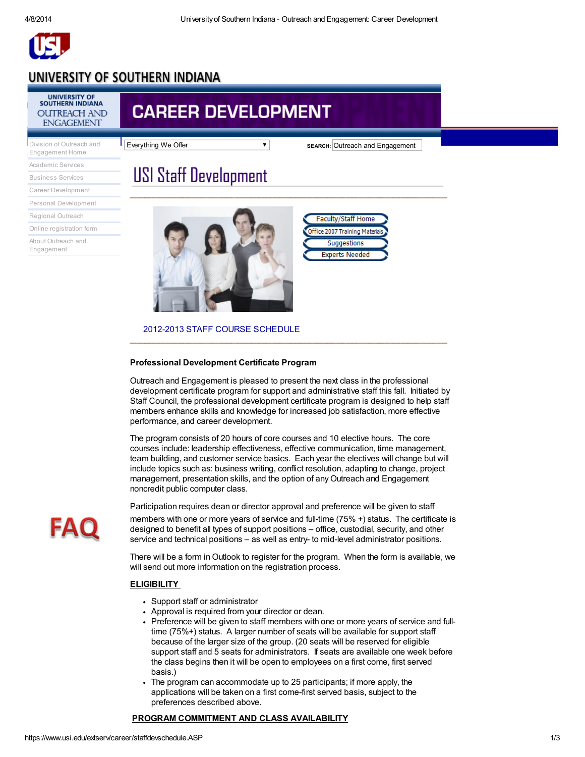# UNIVERSITY OF SOUTHERN INDIANA

UNIVERSITY OF SOUTHERN INDIANA OUTREACH AND ENGAGEMENT

# CAREER DEVELOPMENT

- Division of Outreach and Engagement Home
- Academic Services
- Business Services
- Career Development
- Personal Development
- Regional Outreach
- Online registration form
- About Outreach and Engagement

Everything We Offer

**SEARCH:** Outreach and Engagement

## USI Staff Development

- Faculty/Staff Home
- Office 2007 Training Materials
- Suggestions
- Experts Needed

2012-2013 STAFF COURSE SCHEDULE

FAQ

**Professional Development Certificate Program**

Outreach and Engagement is pleased to present the next class in the professional development certificate program for support and administrative staff this fall. Initiated by Staff Council, the professional development certificate program is designed to help staff members enhance skills and knowledge for increased job satisfaction, more effective performance, and career development.

The program consists of 20 hours of core courses and 10 elective hours. The core courses include: leadership effectiveness, effective communication, time management, team building, and customer service basics. Each year the electives will change but will include topics such as: business writing, conflict resolution, adapting to change, project management, presentation skills, and the option of any Outreach and Engagement noncredit public computer class.

Participation requires dean or director approval and preference will be given to staff members with one or more years of service and full-time (75% +) status. The certificate is designed to benefit all types of support positions – office, custodial, security, and other service and technical positions – as well as entry- to mid-level administrator positions.

There will be a form in Outlook to register for the program. When the form is available, we will send out more information on the registration process.

**ELIGIBILITY**

- Support staff or administrator
- Approval is required from your director or dean.
- Preference will be given to staff members with one or more years of service and full-time (75%+) status. A larger number of seats will be available for support staff because of the larger size of the group. (20 seats will be reserved for eligible support staff and 5 seats for administrators. If seats are available one week before the class begins then it will be open to employees on a first come, first served basis.)
- The program can accommodate up to 25 participants; if more apply, the applications will be taken on a first come-first served basis, subject to the preferences described above.

**PROGRAM COMMITMENT AND CLASS AVAILABILITY**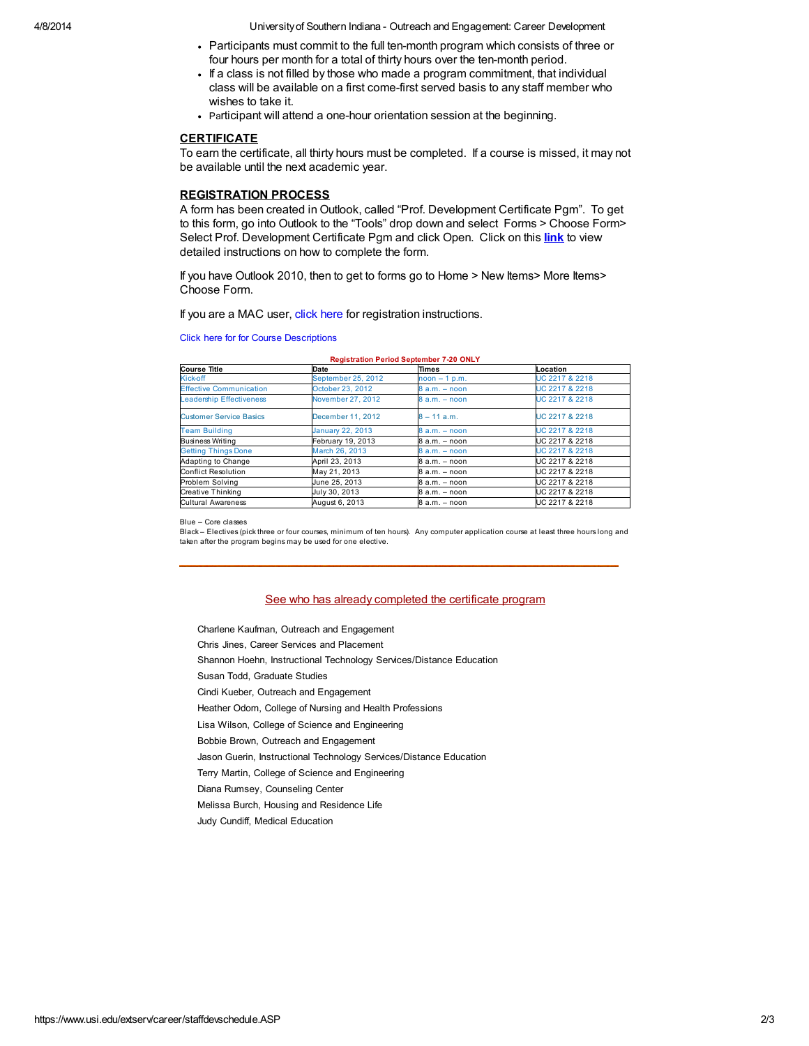- Participants must commit to the full ten-month program which consists of three or four hours per month for a total of thirty hours over the ten-month period.
- If a class is not filled by those who made a program commitment, that individual class will be available on a first come-first served basis to any staff member who wishes to take it.
- Participant will attend a one-hour orientation session at the beginning.

## CERTIFICATE

To earn the certificate, all thirty hours must be completed. If a course is missed, it may not be available until the next academic year.

## REGISTRATION PROCESS

A form has been created in Outlook, called "Prof. Development Certificate Pgm". To get to this form, go into Outlook to the "Tools" drop down and select Forms > Choose Form> Select Prof. Development Certificate Pgm and click Open. Click on this **link** to view detailed instructions on how to complete the form.

If you have Outlook 2010, then to get to forms go to Home > New Items> More Items> Choose Form.

If you are a MAC user, click here for registration instructions.

Click here for for Course Descriptions

**Registration Period September 7-20 ONLY**

| Course Title | Date | Times | Location |
|---|---|---|---|
| Kick-off | September 25, 2012 | noon – 1 p.m. | UC 2217 & 2218 |
| Effective Communication | October 23, 2012 | 8 a.m. – noon | UC 2217 & 2218 |
| Leadership Effectiveness | November 27, 2012 | 8 a.m. – noon | UC 2217 & 2218 |
| Customer Service Basics | December 11, 2012 | 8 – 11 a.m. | UC 2217 & 2218 |
| Team Building | January 22, 2013 | 8 a.m. – noon | UC 2217 & 2218 |
| Business Writing | February 19, 2013 | 8 a.m. – noon | UC 2217 & 2218 |
| Getting Things Done | March 26, 2013 | 8 a.m. – noon | UC 2217 & 2218 |
| Adapting to Change | April 23, 2013 | 8 a.m. – noon | UC 2217 & 2218 |
| Conflict Resolution | May 21, 2013 | 8 a.m. – noon | UC 2217 & 2218 |
| Problem Solving | June 25, 2013 | 8 a.m. – noon | UC 2217 & 2218 |
| Creative Thinking | July 30, 2013 | 8 a.m. – noon | UC 2217 & 2218 |
| Cultural Awareness | August 6, 2013 | 8 a.m. – noon | UC 2217 & 2218 |

Blue – Core classes

Black – Electives (pick three or four courses, minimum of ten hours). Any computer application course at least three hours long and taken after the program begins may be used for one elective.

---

See who has already completed the certificate program

Charlene Kaufman, Outreach and Engagement

Chris Jines, Career Services and Placement

Shannon Hoehn, Instructional Technology Services/Distance Education

Susan Todd, Graduate Studies

Cindi Kueber, Outreach and Engagement

Heather Odom, College of Nursing and Health Professions

Lisa Wilson, College of Science and Engineering

Bobbie Brown, Outreach and Engagement

Jason Guerin, Instructional Technology Services/Distance Education

Terry Martin, College of Science and Engineering

Diana Rumsey, Counseling Center

Melissa Burch, Housing and Residence Life

Judy Cundiff, Medical Education